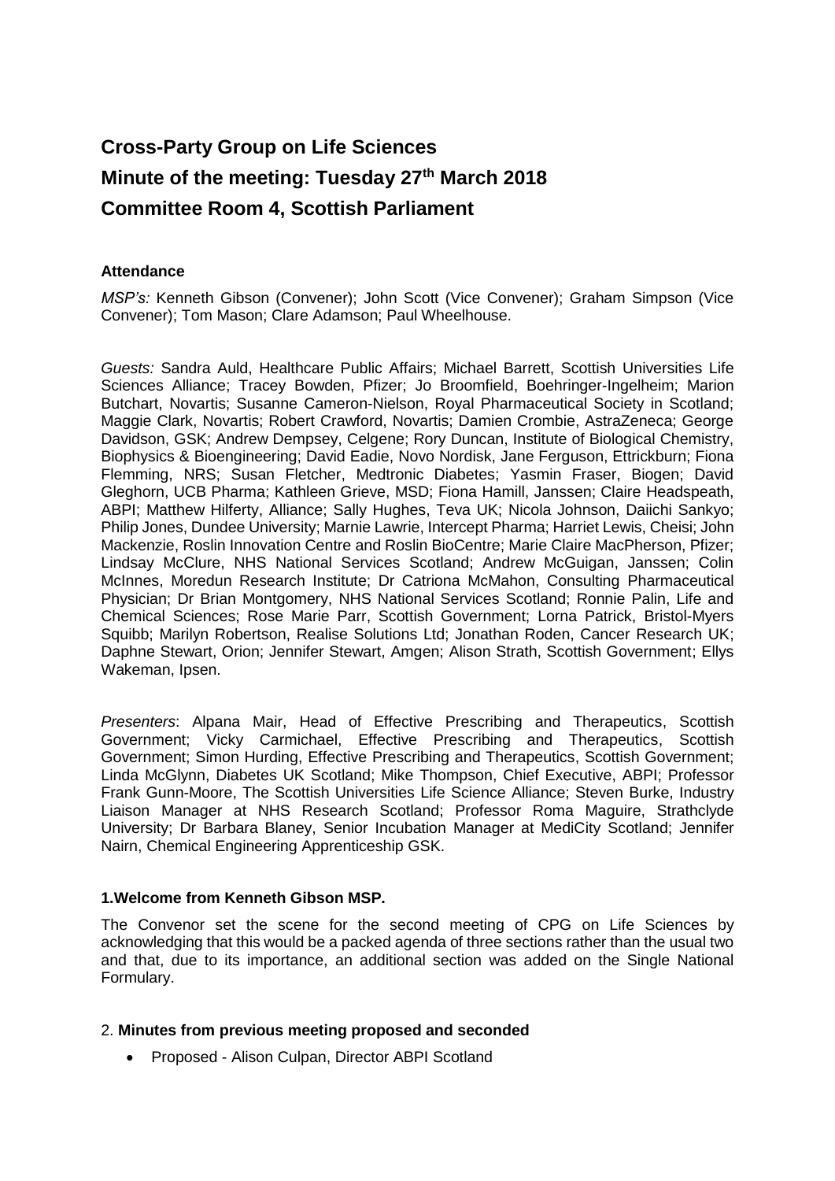# Cross-Party Group on Life Sciences
# Minute of the meeting: Tuesday 27th March 2018
# Committee Room 4, Scottish Parliament

**Attendance**

*MSP's:* Kenneth Gibson (Convener); John Scott (Vice Convener); Graham Simpson (Vice Convener); Tom Mason; Clare Adamson; Paul Wheelhouse.

*Guests:* Sandra Auld, Healthcare Public Affairs; Michael Barrett, Scottish Universities Life Sciences Alliance; Tracey Bowden, Pfizer; Jo Broomfield, Boehringer-Ingelheim; Marion Butchart, Novartis; Susanne Cameron-Nielson, Royal Pharmaceutical Society in Scotland; Maggie Clark, Novartis; Robert Crawford, Novartis; Damien Crombie, AstraZeneca; George Davidson, GSK; Andrew Dempsey, Celgene; Rory Duncan, Institute of Biological Chemistry, Biophysics & Bioengineering; David Eadie, Novo Nordisk, Jane Ferguson, Ettrickburn; Fiona Flemming, NRS; Susan Fletcher, Medtronic Diabetes; Yasmin Fraser, Biogen; David Gleghorn, UCB Pharma; Kathleen Grieve, MSD; Fiona Hamill, Janssen; Claire Headspeath, ABPI; Matthew Hilferty, Alliance; Sally Hughes, Teva UK; Nicola Johnson, Daiichi Sankyo; Philip Jones, Dundee University; Marnie Lawrie, Intercept Pharma; Harriet Lewis, Cheisi; John Mackenzie, Roslin Innovation Centre and Roslin BioCentre; Marie Claire MacPherson, Pfizer; Lindsay McClure, NHS National Services Scotland; Andrew McGuigan, Janssen; Colin McInnes, Moredun Research Institute; Dr Catriona McMahon, Consulting Pharmaceutical Physician; Dr Brian Montgomery, NHS National Services Scotland; Ronnie Palin, Life and Chemical Sciences; Rose Marie Parr, Scottish Government; Lorna Patrick, Bristol-Myers Squibb; Marilyn Robertson, Realise Solutions Ltd; Jonathan Roden, Cancer Research UK; Daphne Stewart, Orion; Jennifer Stewart, Amgen; Alison Strath, Scottish Government; Ellys Wakeman, Ipsen.

*Presenters*: Alpana Mair, Head of Effective Prescribing and Therapeutics, Scottish Government; Vicky Carmichael, Effective Prescribing and Therapeutics, Scottish Government; Simon Hurding, Effective Prescribing and Therapeutics, Scottish Government; Linda McGlynn, Diabetes UK Scotland; Mike Thompson, Chief Executive, ABPI; Professor Frank Gunn-Moore, The Scottish Universities Life Science Alliance; Steven Burke, Industry Liaison Manager at NHS Research Scotland; Professor Roma Maguire, Strathclyde University; Dr Barbara Blaney, Senior Incubation Manager at MediCity Scotland; Jennifer Nairn, Chemical Engineering Apprenticeship GSK.

### 1.Welcome from Kenneth Gibson MSP.

The Convenor set the scene for the second meeting of CPG on Life Sciences by acknowledging that this would be a packed agenda of three sections rather than the usual two and that, due to its importance, an additional section was added on the Single National Formulary.

### 2. Minutes from previous meeting proposed and seconded

- Proposed - Alison Culpan, Director ABPI Scotland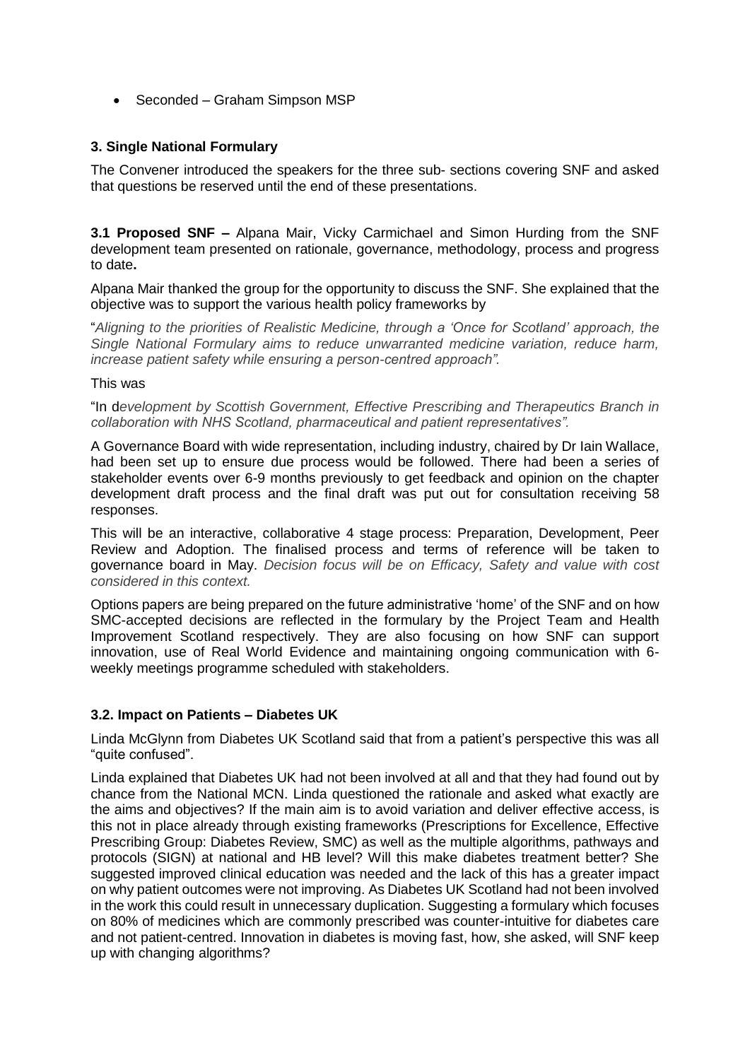- Seconded – Graham Simpson MSP

### 3. Single National Formulary

The Convener introduced the speakers for the three sub- sections covering SNF and asked that questions be reserved until the end of these presentations.

**3.1 Proposed SNF –** Alpana Mair, Vicky Carmichael and Simon Hurding from the SNF development team presented on rationale, governance, methodology, process and progress to date**.**

Alpana Mair thanked the group for the opportunity to discuss the SNF. She explained that the objective was to support the various health policy frameworks by

"*Aligning to the priorities of Realistic Medicine, through a 'Once for Scotland' approach, the Single National Formulary aims to reduce unwarranted medicine variation, reduce harm, increase patient safety while ensuring a person-centred approach".*

This was

"In d*evelopment by Scottish Government, Effective Prescribing and Therapeutics Branch in collaboration with NHS Scotland, pharmaceutical and patient representatives".*

A Governance Board with wide representation, including industry, chaired by Dr Iain Wallace, had been set up to ensure due process would be followed. There had been a series of stakeholder events over 6-9 months previously to get feedback and opinion on the chapter development draft process and the final draft was put out for consultation receiving 58 responses.

This will be an interactive, collaborative 4 stage process: Preparation, Development, Peer Review and Adoption. The finalised process and terms of reference will be taken to governance board in May. *Decision focus will be on Efficacy, Safety and value with cost considered in this context.*

Options papers are being prepared on the future administrative 'home' of the SNF and on how SMC-accepted decisions are reflected in the formulary by the Project Team and Health Improvement Scotland respectively. They are also focusing on how SNF can support innovation, use of Real World Evidence and maintaining ongoing communication with 6-weekly meetings programme scheduled with stakeholders.

### 3.2. Impact on Patients – Diabetes UK

Linda McGlynn from Diabetes UK Scotland said that from a patient's perspective this was all "quite confused".

Linda explained that Diabetes UK had not been involved at all and that they had found out by chance from the National MCN. Linda questioned the rationale and asked what exactly are the aims and objectives? If the main aim is to avoid variation and deliver effective access, is this not in place already through existing frameworks (Prescriptions for Excellence, Effective Prescribing Group: Diabetes Review, SMC) as well as the multiple algorithms, pathways and protocols (SIGN) at national and HB level? Will this make diabetes treatment better? She suggested improved clinical education was needed and the lack of this has a greater impact on why patient outcomes were not improving. As Diabetes UK Scotland had not been involved in the work this could result in unnecessary duplication. Suggesting a formulary which focuses on 80% of medicines which are commonly prescribed was counter-intuitive for diabetes care and not patient-centred. Innovation in diabetes is moving fast, how, she asked, will SNF keep up with changing algorithms?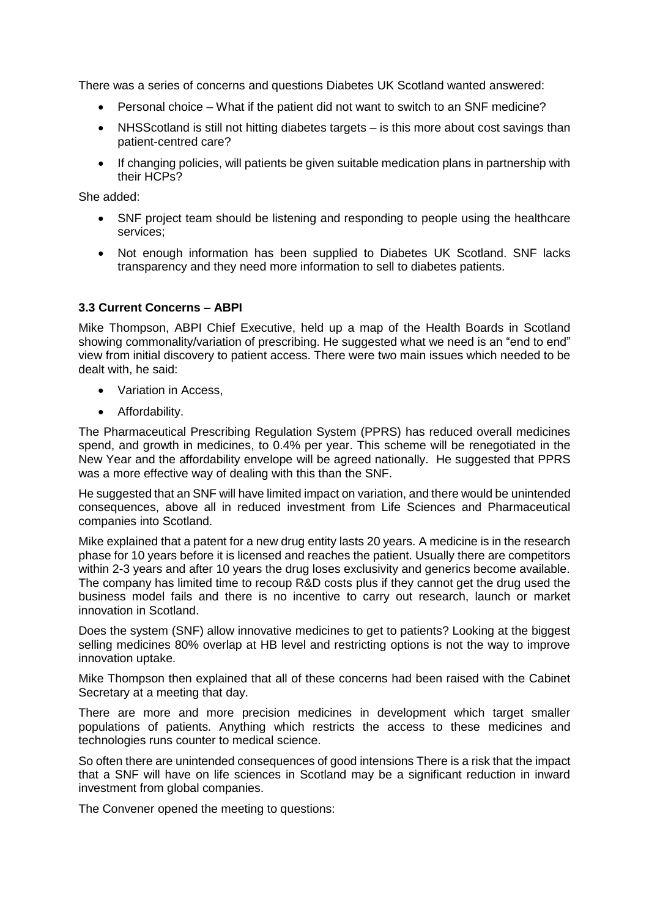There was a series of concerns and questions Diabetes UK Scotland wanted answered:

- Personal choice – What if the patient did not want to switch to an SNF medicine?
- NHSScotland is still not hitting diabetes targets – is this more about cost savings than patient-centred care?
- If changing policies, will patients be given suitable medication plans in partnership with their HCPs?

She added:

- SNF project team should be listening and responding to people using the healthcare services;
- Not enough information has been supplied to Diabetes UK Scotland. SNF lacks transparency and they need more information to sell to diabetes patients.

### 3.3 Current Concerns – ABPI

Mike Thompson, ABPI Chief Executive, held up a map of the Health Boards in Scotland showing commonality/variation of prescribing. He suggested what we need is an "end to end" view from initial discovery to patient access. There were two main issues which needed to be dealt with, he said:

- Variation in Access,
- Affordability.

The Pharmaceutical Prescribing Regulation System (PPRS) has reduced overall medicines spend, and growth in medicines, to 0.4% per year. This scheme will be renegotiated in the New Year and the affordability envelope will be agreed nationally. He suggested that PPRS was a more effective way of dealing with this than the SNF.

He suggested that an SNF will have limited impact on variation, and there would be unintended consequences, above all in reduced investment from Life Sciences and Pharmaceutical companies into Scotland.

Mike explained that a patent for a new drug entity lasts 20 years. A medicine is in the research phase for 10 years before it is licensed and reaches the patient. Usually there are competitors within 2-3 years and after 10 years the drug loses exclusivity and generics become available. The company has limited time to recoup R&D costs plus if they cannot get the drug used the business model fails and there is no incentive to carry out research, launch or market innovation in Scotland.

Does the system (SNF) allow innovative medicines to get to patients? Looking at the biggest selling medicines 80% overlap at HB level and restricting options is not the way to improve innovation uptake.

Mike Thompson then explained that all of these concerns had been raised with the Cabinet Secretary at a meeting that day.

There are more and more precision medicines in development which target smaller populations of patients. Anything which restricts the access to these medicines and technologies runs counter to medical science.

So often there are unintended consequences of good intensions There is a risk that the impact that a SNF will have on life sciences in Scotland may be a significant reduction in inward investment from global companies.

The Convener opened the meeting to questions: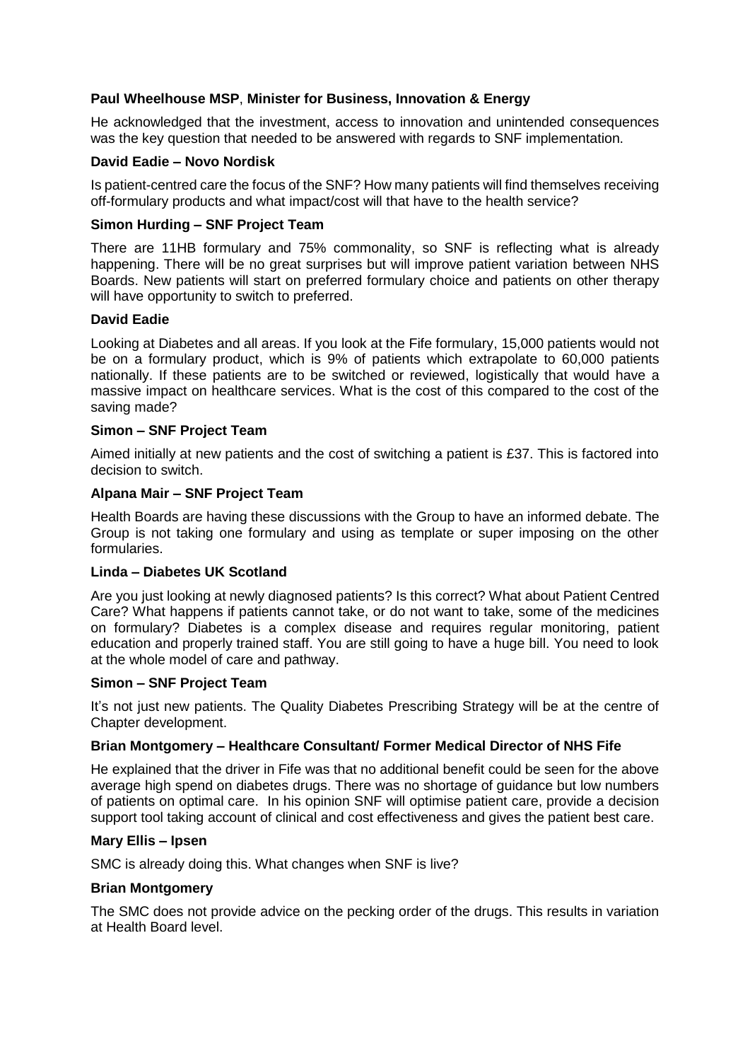**Paul Wheelhouse MSP**, **Minister for Business, Innovation & Energy**

He acknowledged that the investment, access to innovation and unintended consequences was the key question that needed to be answered with regards to SNF implementation.

**David Eadie – Novo Nordisk**

Is patient-centred care the focus of the SNF? How many patients will find themselves receiving off-formulary products and what impact/cost will that have to the health service?

**Simon Hurding – SNF Project Team**

There are 11HB formulary and 75% commonality, so SNF is reflecting what is already happening. There will be no great surprises but will improve patient variation between NHS Boards. New patients will start on preferred formulary choice and patients on other therapy will have opportunity to switch to preferred.

**David Eadie**

Looking at Diabetes and all areas. If you look at the Fife formulary, 15,000 patients would not be on a formulary product, which is 9% of patients which extrapolate to 60,000 patients nationally. If these patients are to be switched or reviewed, logistically that would have a massive impact on healthcare services. What is the cost of this compared to the cost of the saving made?

**Simon – SNF Project Team**

Aimed initially at new patients and the cost of switching a patient is £37. This is factored into decision to switch.

**Alpana Mair – SNF Project Team**

Health Boards are having these discussions with the Group to have an informed debate. The Group is not taking one formulary and using as template or super imposing on the other formularies.

**Linda – Diabetes UK Scotland**

Are you just looking at newly diagnosed patients? Is this correct? What about Patient Centred Care? What happens if patients cannot take, or do not want to take, some of the medicines on formulary? Diabetes is a complex disease and requires regular monitoring, patient education and properly trained staff. You are still going to have a huge bill. You need to look at the whole model of care and pathway.

**Simon – SNF Project Team**

It's not just new patients. The Quality Diabetes Prescribing Strategy will be at the centre of Chapter development.

**Brian Montgomery – Healthcare Consultant/ Former Medical Director of NHS Fife**

He explained that the driver in Fife was that no additional benefit could be seen for the above average high spend on diabetes drugs. There was no shortage of guidance but low numbers of patients on optimal care. In his opinion SNF will optimise patient care, provide a decision support tool taking account of clinical and cost effectiveness and gives the patient best care.

**Mary Ellis – Ipsen**

SMC is already doing this. What changes when SNF is live?

**Brian Montgomery**

The SMC does not provide advice on the pecking order of the drugs. This results in variation at Health Board level.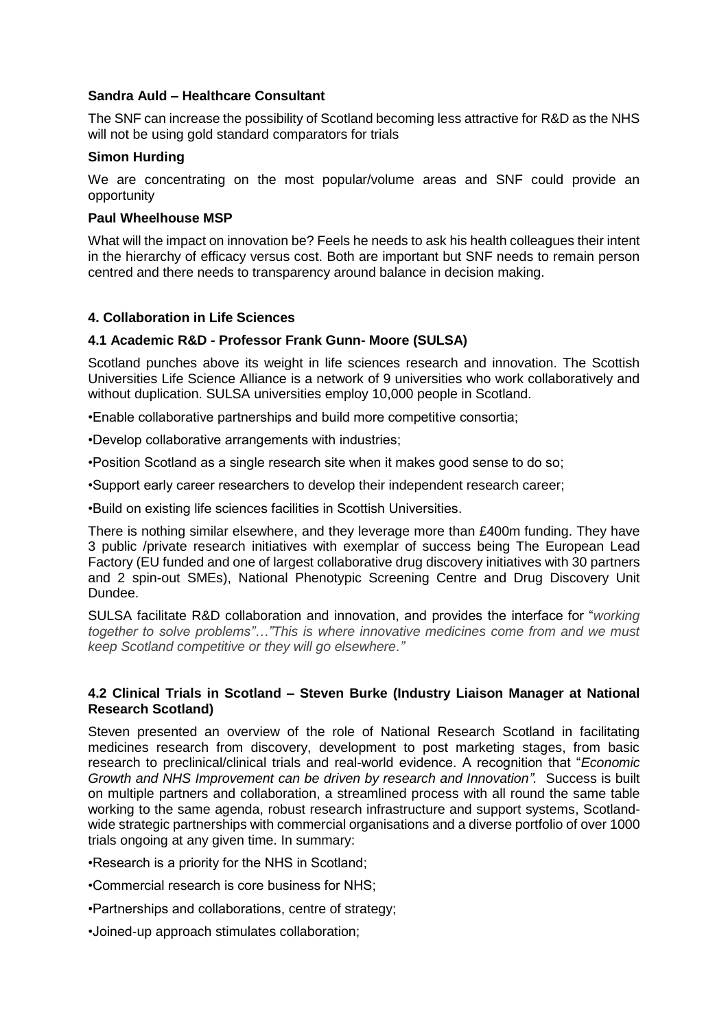**Sandra Auld – Healthcare Consultant**

The SNF can increase the possibility of Scotland becoming less attractive for R&D as the NHS will not be using gold standard comparators for trials

**Simon Hurding**

We are concentrating on the most popular/volume areas and SNF could provide an opportunity

**Paul Wheelhouse MSP**

What will the impact on innovation be? Feels he needs to ask his health colleagues their intent in the hierarchy of efficacy versus cost. Both are important but SNF needs to remain person centred and there needs to transparency around balance in decision making.

### 4. Collaboration in Life Sciences

#### 4.1 Academic R&D - Professor Frank Gunn- Moore (SULSA)

Scotland punches above its weight in life sciences research and innovation. The Scottish Universities Life Science Alliance is a network of 9 universities who work collaboratively and without duplication. SULSA universities employ 10,000 people in Scotland.

•Enable collaborative partnerships and build more competitive consortia;

•Develop collaborative arrangements with industries;

•Position Scotland as a single research site when it makes good sense to do so;

•Support early career researchers to develop their independent research career;

•Build on existing life sciences facilities in Scottish Universities.

There is nothing similar elsewhere, and they leverage more than £400m funding. They have 3 public /private research initiatives with exemplar of success being The European Lead Factory (EU funded and one of largest collaborative drug discovery initiatives with 30 partners and 2 spin-out SMEs), National Phenotypic Screening Centre and Drug Discovery Unit Dundee.

SULSA facilitate R&D collaboration and innovation, and provides the interface for "*working together to solve problems"…"This is where innovative medicines come from and we must keep Scotland competitive or they will go elsewhere."*

#### 4.2 Clinical Trials in Scotland – Steven Burke (Industry Liaison Manager at National Research Scotland)

Steven presented an overview of the role of National Research Scotland in facilitating medicines research from discovery, development to post marketing stages, from basic research to preclinical/clinical trials and real-world evidence. A recognition that "*Economic Growth and NHS Improvement can be driven by research and Innovation".* Success is built on multiple partners and collaboration, a streamlined process with all round the same table working to the same agenda, robust research infrastructure and support systems, Scotland-wide strategic partnerships with commercial organisations and a diverse portfolio of over 1000 trials ongoing at any given time. In summary:

•Research is a priority for the NHS in Scotland;

•Commercial research is core business for NHS;

•Partnerships and collaborations, centre of strategy;

•Joined-up approach stimulates collaboration;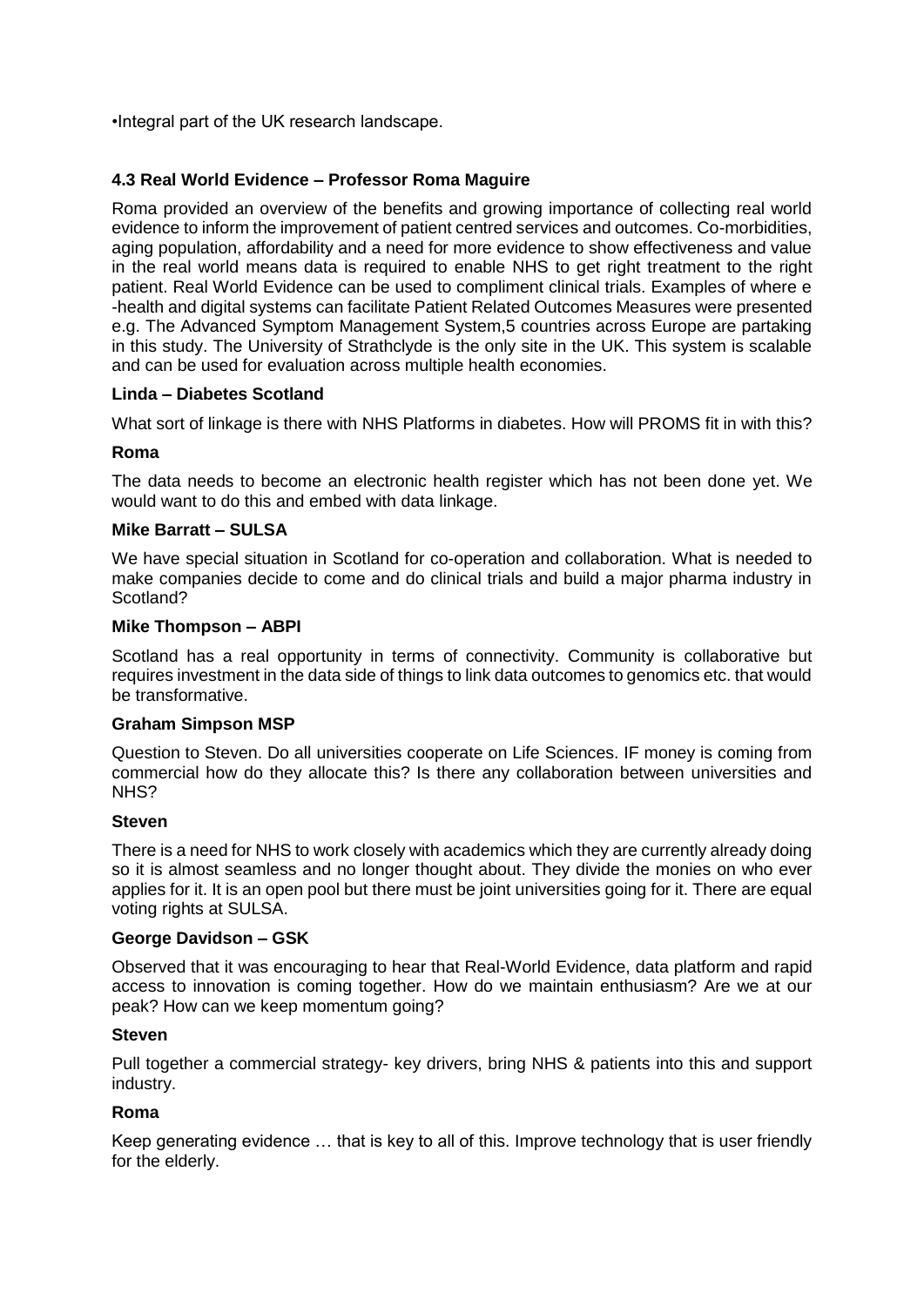•Integral part of the UK research landscape.

### 4.3 Real World Evidence – Professor Roma Maguire

Roma provided an overview of the benefits and growing importance of collecting real world evidence to inform the improvement of patient centred services and outcomes. Co-morbidities, aging population, affordability and a need for more evidence to show effectiveness and value in the real world means data is required to enable NHS to get right treatment to the right patient. Real World Evidence can be used to compliment clinical trials. Examples of where e -health and digital systems can facilitate Patient Related Outcomes Measures were presented e.g. The Advanced Symptom Management System,5 countries across Europe are partaking in this study. The University of Strathclyde is the only site in the UK. This system is scalable and can be used for evaluation across multiple health economies.

**Linda – Diabetes Scotland**

What sort of linkage is there with NHS Platforms in diabetes. How will PROMS fit in with this?

**Roma**

The data needs to become an electronic health register which has not been done yet. We would want to do this and embed with data linkage.

**Mike Barratt – SULSA**

We have special situation in Scotland for co-operation and collaboration. What is needed to make companies decide to come and do clinical trials and build a major pharma industry in Scotland?

**Mike Thompson – ABPI**

Scotland has a real opportunity in terms of connectivity. Community is collaborative but requires investment in the data side of things to link data outcomes to genomics etc. that would be transformative.

**Graham Simpson MSP**

Question to Steven. Do all universities cooperate on Life Sciences. IF money is coming from commercial how do they allocate this? Is there any collaboration between universities and NHS?

**Steven**

There is a need for NHS to work closely with academics which they are currently already doing so it is almost seamless and no longer thought about. They divide the monies on who ever applies for it. It is an open pool but there must be joint universities going for it. There are equal voting rights at SULSA.

**George Davidson – GSK**

Observed that it was encouraging to hear that Real-World Evidence, data platform and rapid access to innovation is coming together. How do we maintain enthusiasm? Are we at our peak? How can we keep momentum going?

**Steven**

Pull together a commercial strategy- key drivers, bring NHS & patients into this and support industry.

**Roma**

Keep generating evidence … that is key to all of this. Improve technology that is user friendly for the elderly.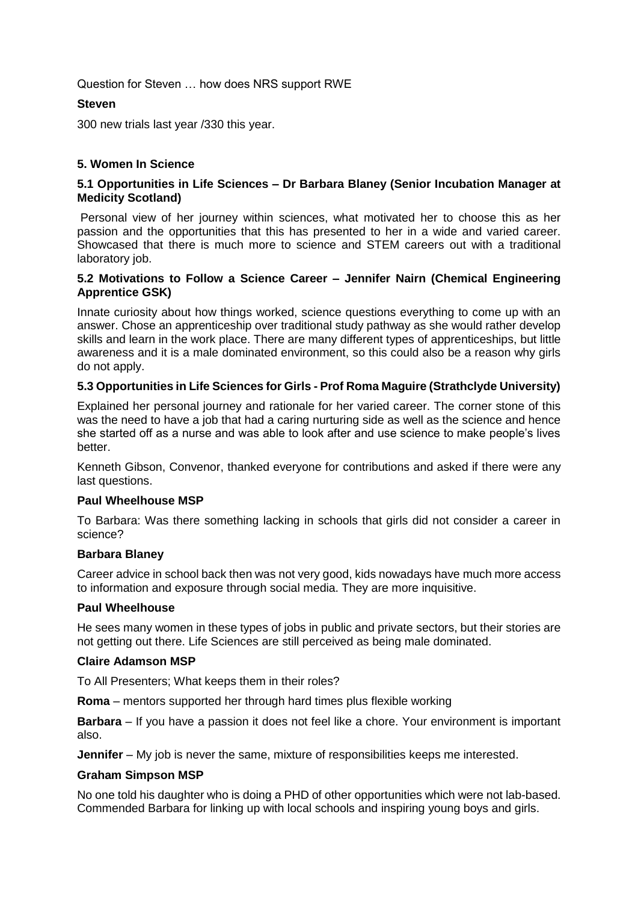Question for Steven … how does NRS support RWE

**Steven**

300 new trials last year /330 this year.

## 5. Women In Science

### 5.1 Opportunities in Life Sciences – Dr Barbara Blaney (Senior Incubation Manager at Medicity Scotland)

Personal view of her journey within sciences, what motivated her to choose this as her passion and the opportunities that this has presented to her in a wide and varied career. Showcased that there is much more to science and STEM careers out with a traditional laboratory job.

### 5.2 Motivations to Follow a Science Career – Jennifer Nairn (Chemical Engineering Apprentice GSK)

Innate curiosity about how things worked, science questions everything to come up with an answer. Chose an apprenticeship over traditional study pathway as she would rather develop skills and learn in the work place. There are many different types of apprenticeships, but little awareness and it is a male dominated environment, so this could also be a reason why girls do not apply.

### 5.3 Opportunities in Life Sciences for Girls - Prof Roma Maguire (Strathclyde University)

Explained her personal journey and rationale for her varied career. The corner stone of this was the need to have a job that had a caring nurturing side as well as the science and hence she started off as a nurse and was able to look after and use science to make people's lives better.

Kenneth Gibson, Convenor, thanked everyone for contributions and asked if there were any last questions.

**Paul Wheelhouse MSP**

To Barbara: Was there something lacking in schools that girls did not consider a career in science?

**Barbara Blaney**

Career advice in school back then was not very good, kids nowadays have much more access to information and exposure through social media. They are more inquisitive.

**Paul Wheelhouse**

He sees many women in these types of jobs in public and private sectors, but their stories are not getting out there. Life Sciences are still perceived as being male dominated.

**Claire Adamson MSP**

To All Presenters; What keeps them in their roles?

**Roma** – mentors supported her through hard times plus flexible working

**Barbara** – If you have a passion it does not feel like a chore. Your environment is important also.

**Jennifer** – My job is never the same, mixture of responsibilities keeps me interested.

**Graham Simpson MSP**

No one told his daughter who is doing a PHD of other opportunities which were not lab-based. Commended Barbara for linking up with local schools and inspiring young boys and girls.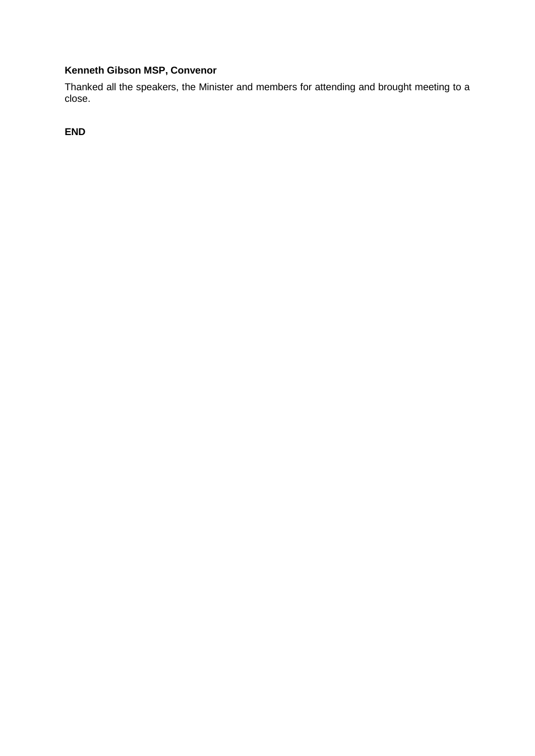**Kenneth Gibson MSP, Convenor**

Thanked all the speakers, the Minister and members for attending and brought meeting to a close.

**END**